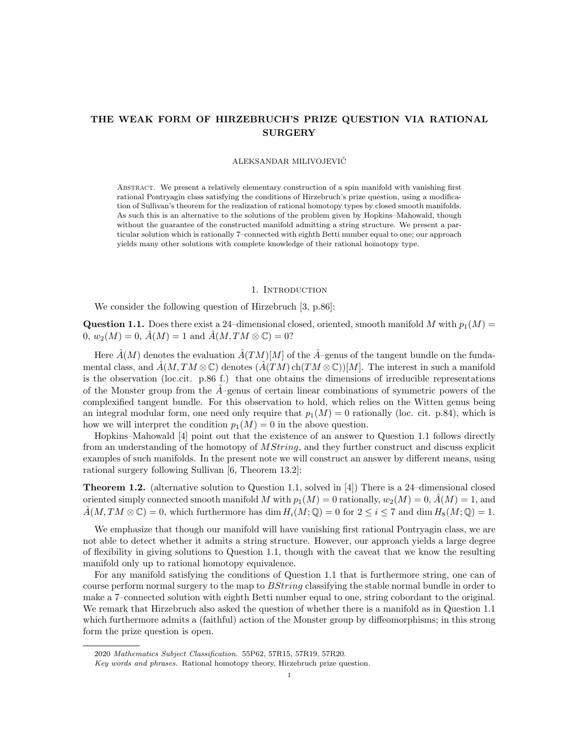# THE WEAK FORM OF HIRZEBRUCH'S PRIZE QUESTION VIA RATIONAL SURGERY

ALEKSANDAR MILIVOJEVIĆ

Abstract. We present a relatively elementary construction of a spin manifold with vanishing first rational Pontryagin class satisfying the conditions of Hirzebruch's prize question, using a modification of Sullivan's theorem for the realization of rational homotopy types by closed smooth manifolds. As such this is an alternative to the solutions of the problem given by Hopkins–Mahowald, though without the guarantee of the constructed manifold admitting a string structure. We present a particular solution which is rationally 7–connected with eighth Betti number equal to one; our approach yields many other solutions with complete knowledge of their rational homotopy type.

## 1. Introduction

We consider the following question of Hirzebruch [3, p.86]:

**Question 1.1.** Does there exist a 24–dimensional closed, oriented, smooth manifold $M$ with $p_1(M) = 0$, $w_2(M) = 0$, $\hat{A}(M) = 1$ and $\hat{A}(M, TM \otimes \mathbb{C}) = 0$?

Here $\hat{A}(M)$ denotes the evaluation $\hat{A}(TM)[M]$ of the $\hat{A}$–genus of the tangent bundle on the fundamental class, and $\hat{A}(M, TM \otimes \mathbb{C})$ denotes $(\hat{A}(TM)\,\mathrm{ch}(TM \otimes \mathbb{C}))[M]$. The interest in such a manifold is the observation (loc.cit. p.86 f.) that one obtains the dimensions of irreducible representations of the Monster group from the $\hat{A}$–genus of certain linear combinations of symmetric powers of the complexified tangent bundle. For this observation to hold, which relies on the Witten genus being an integral modular form, one need only require that $p_1(M) = 0$ rationally (loc. cit. p.84), which is how we will interpret the condition $p_1(M) = 0$ in the above question.

Hopkins–Mahowald [4] point out that the existence of an answer to Question 1.1 follows directly from an understanding of the homotopy of $MString$, and they further construct and discuss explicit examples of such manifolds. In the present note we will construct an answer by different means, using rational surgery following Sullivan [6, Theorem 13.2]:

**Theorem 1.2.** (alternative solution to Question 1.1, solved in [4]) There is a 24–dimensional closed oriented simply connected smooth manifold $M$ with $p_1(M) = 0$ rationally, $w_2(M) = 0$, $\hat{A}(M) = 1$, and $\hat{A}(M, TM \otimes \mathbb{C}) = 0$, which furthermore has $\dim H_i(M; \mathbb{Q}) = 0$ for $2 \leq i \leq 7$ and $\dim H_8(M; \mathbb{Q}) = 1$.

We emphasize that though our manifold will have vanishing first rational Pontryagin class, we are not able to detect whether it admits a string structure. However, our approach yields a large degree of flexibility in giving solutions to Question 1.1, though with the caveat that we know the resulting manifold only up to rational homotopy equivalence.

For any manifold satisfying the conditions of Question 1.1 that is furthermore string, one can of course perform normal surgery to the map to $BString$ classifying the stable normal bundle in order to make a 7–connected solution with eighth Betti number equal to one, string cobordant to the original. We remark that Hirzebruch also asked the question of whether there is a manifold as in Question 1.1 which furthermore admits a (faithful) action of the Monster group by diffeomorphisms; in this strong form the prize question is open.

2020 *Mathematics Subject Classification.* 55P62, 57R15, 57R19, 57R20.

*Key words and phrases.* Rational homotopy theory, Hirzebruch prize question.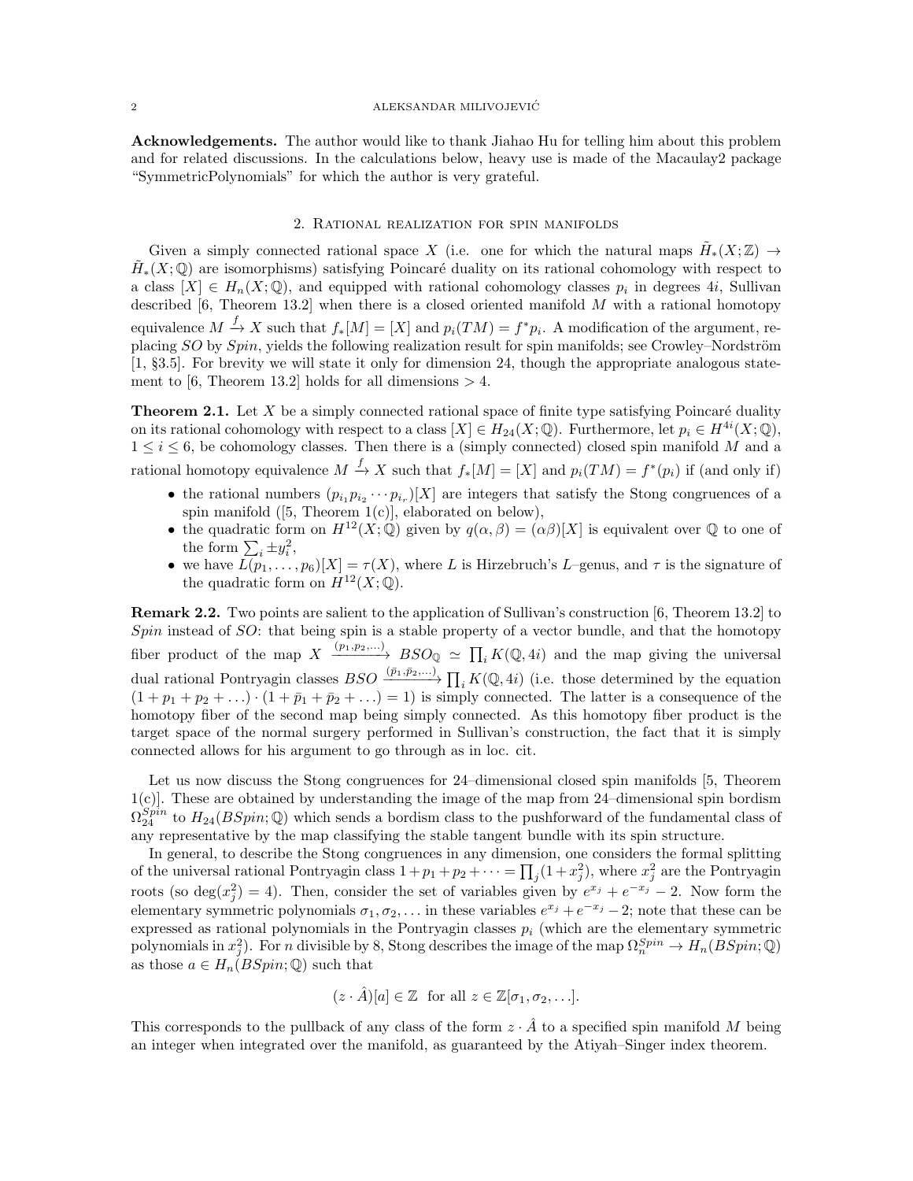**Acknowledgements.** The author would like to thank Jiahao Hu for telling him about this problem and for related discussions. In the calculations below, heavy use is made of the Macaulay2 package "SymmetricPolynomials" for which the author is very grateful.

## 2. Rational realization for spin manifolds

Given a simply connected rational space $X$ (i.e. one for which the natural maps $\tilde{H}_*(X;\mathbb{Z}) \to \tilde{H}_*(X;\mathbb{Q})$ are isomorphisms) satisfying Poincaré duality on its rational cohomology with respect to a class $[X] \in H_n(X;\mathbb{Q})$, and equipped with rational cohomology classes $p_i$ in degrees $4i$, Sullivan described [6, Theorem 13.2] when there is a closed oriented manifold $M$ with a rational homotopy equivalence $M \xrightarrow{f} X$ such that $f_*[M] = [X]$ and $p_i(TM) = f^*p_i$. A modification of the argument, replacing $SO$ by $Spin$, yields the following realization result for spin manifolds; see Crowley–Nordström [1, §3.5]. For brevity we will state it only for dimension 24, though the appropriate analogous statement to [6, Theorem 13.2] holds for all dimensions $> 4$.

**Theorem 2.1.** Let $X$ be a simply connected rational space of finite type satisfying Poincaré duality on its rational cohomology with respect to a class $[X] \in H_{24}(X;\mathbb{Q})$. Furthermore, let $p_i \in H^{4i}(X;\mathbb{Q})$, $1 \leq i \leq 6$, be cohomology classes. Then there is a (simply connected) closed spin manifold $M$ and a rational homotopy equivalence $M \xrightarrow{f} X$ such that $f_*[M] = [X]$ and $p_i(TM) = f^*(p_i)$ if (and only if)

- the rational numbers $(p_{i_1}p_{i_2}\cdots p_{i_r})[X]$ are integers that satisfy the Stong congruences of a spin manifold ([5, Theorem 1(c)], elaborated on below),
- the quadratic form on $H^{12}(X;\mathbb{Q})$ given by $q(\alpha,\beta) = (\alpha\beta)[X]$ is equivalent over $\mathbb{Q}$ to one of the form $\sum_i \pm y_i^2$,
- we have $L(p_1,\ldots,p_6)[X] = \tau(X)$, where $L$ is Hirzebruch's $L$–genus, and $\tau$ is the signature of the quadratic form on $H^{12}(X;\mathbb{Q})$.

**Remark 2.2.** Two points are salient to the application of Sullivan's construction [6, Theorem 13.2] to $Spin$ instead of $SO$: that being spin is a stable property of a vector bundle, and that the homotopy fiber product of the map $X \xrightarrow{(p_1,p_2,\ldots)} BSO_{\mathbb{Q}} \simeq \prod_i K(\mathbb{Q},4i)$ and the map giving the universal dual rational Pontryagin classes $BSO \xrightarrow{(\bar{p}_1,\bar{p}_2,\ldots)} \prod_i K(\mathbb{Q},4i)$ (i.e. those determined by the equation $(1+p_1+p_2+\ldots)\cdot(1+\bar{p}_1+\bar{p}_2+\ldots) = 1$) is simply connected. The latter is a consequence of the homotopy fiber of the second map being simply connected. As this homotopy fiber product is the target space of the normal surgery performed in Sullivan's construction, the fact that it is simply connected allows for his argument to go through as in loc. cit.

Let us now discuss the Stong congruences for 24–dimensional closed spin manifolds [5, Theorem 1(c)]. These are obtained by understanding the image of the map from 24–dimensional spin bordism $\Omega_{24}^{Spin}$ to $H_{24}(BSpin;\mathbb{Q})$ which sends a bordism class to the pushforward of the fundamental class of any representative by the map classifying the stable tangent bundle with its spin structure.

In general, to describe the Stong congruences in any dimension, one considers the formal splitting of the universal rational Pontryagin class $1+p_1+p_2+\cdots = \prod_j(1+x_j^2)$, where $x_j^2$ are the Pontryagin roots (so $\deg(x_j^2) = 4$). Then, consider the set of variables given by $e^{x_j}+e^{-x_j}-2$. Now form the elementary symmetric polynomials $\sigma_1,\sigma_2,\ldots$ in these variables $e^{x_j}+e^{-x_j}-2$; note that these can be expressed as rational polynomials in the Pontryagin classes $p_i$ (which are the elementary symmetric polynomials in $x_j^2$). For $n$ divisible by 8, Stong describes the image of the map $\Omega_n^{Spin} \to H_n(BSpin;\mathbb{Q})$ as those $a \in H_n(BSpin;\mathbb{Q})$ such that

$$(z \cdot \hat{A})[a] \in \mathbb{Z} \quad \text{for all } z \in \mathbb{Z}[\sigma_1,\sigma_2,\ldots].$$

This corresponds to the pullback of any class of the form $z \cdot \hat{A}$ to a specified spin manifold $M$ being an integer when integrated over the manifold, as guaranteed by the Atiyah–Singer index theorem.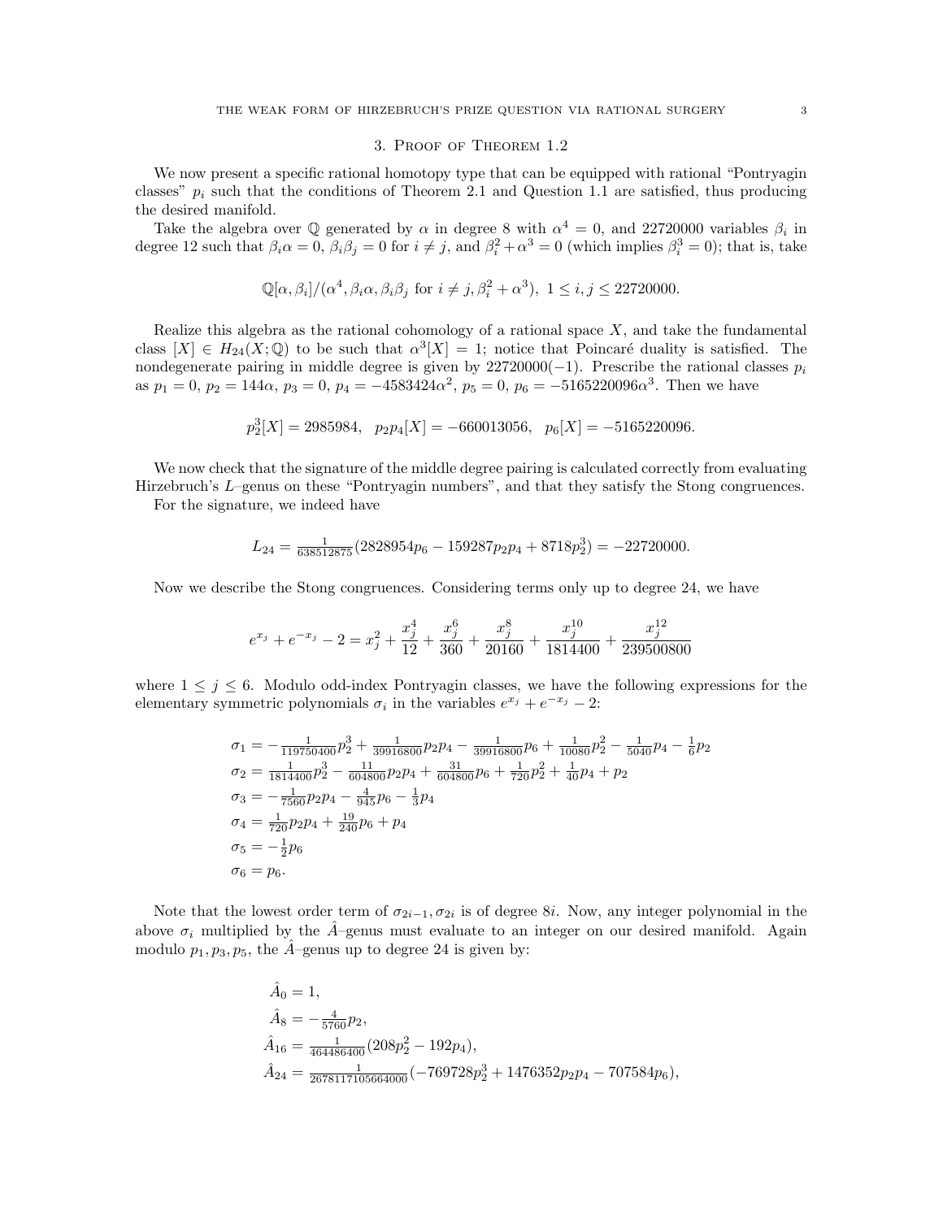## 3. Proof of Theorem 1.2

We now present a specific rational homotopy type that can be equipped with rational "Pontryagin classes" $p_i$ such that the conditions of Theorem 2.1 and Question 1.1 are satisfied, thus producing the desired manifold.

Take the algebra over $\mathbb{Q}$ generated by $\alpha$ in degree 8 with $\alpha^4 = 0$, and 22720000 variables $\beta_i$ in degree 12 such that $\beta_i\alpha = 0$, $\beta_i\beta_j = 0$ for $i \neq j$, and $\beta_i^2 + \alpha^3 = 0$ (which implies $\beta_i^3 = 0$); that is, take

$$\mathbb{Q}[\alpha, \beta_i]/(\alpha^4, \beta_i\alpha, \beta_i\beta_j \text{ for } i \neq j, \beta_i^2 + \alpha^3),\ 1 \leq i, j \leq 22720000.$$

Realize this algebra as the rational cohomology of a rational space $X$, and take the fundamental class $[X] \in H_{24}(X;\mathbb{Q})$ to be such that $\alpha^3[X] = 1$; notice that Poincaré duality is satisfied. The nondegenerate pairing in middle degree is given by $22720000(-1)$. Prescribe the rational classes $p_i$ as $p_1 = 0$, $p_2 = 144\alpha$, $p_3 = 0$, $p_4 = -4583424\alpha^2$, $p_5 = 0$, $p_6 = -5165220096\alpha^3$. Then we have

$$p_2^3[X] = 2985984, \quad p_2p_4[X] = -660013056, \quad p_6[X] = -5165220096.$$

We now check that the signature of the middle degree pairing is calculated correctly from evaluating Hirzebruch's $L$–genus on these "Pontryagin numbers", and that they satisfy the Stong congruences.

For the signature, we indeed have

$$L_{24} = \tfrac{1}{638512875}(2828954p_6 - 159287p_2p_4 + 8718p_2^3) = -22720000.$$

Now we describe the Stong congruences. Considering terms only up to degree 24, we have

$$e^{x_j} + e^{-x_j} - 2 = x_j^2 + \frac{x_j^4}{12} + \frac{x_j^6}{360} + \frac{x_j^8}{20160} + \frac{x_j^{10}}{1814400} + \frac{x_j^{12}}{239500800}$$

where $1 \leq j \leq 6$. Modulo odd-index Pontryagin classes, we have the following expressions for the elementary symmetric polynomials $\sigma_i$ in the variables $e^{x_j} + e^{-x_j} - 2$:

$$\begin{aligned}
\sigma_1 &= -\tfrac{1}{119750400}p_2^3 + \tfrac{1}{39916800}p_2p_4 - \tfrac{1}{39916800}p_6 + \tfrac{1}{10080}p_2^2 - \tfrac{1}{5040}p_4 - \tfrac{1}{6}p_2 \\
\sigma_2 &= \tfrac{1}{1814400}p_2^3 - \tfrac{11}{604800}p_2p_4 + \tfrac{31}{604800}p_6 + \tfrac{1}{720}p_2^2 + \tfrac{1}{40}p_4 + p_2 \\
\sigma_3 &= -\tfrac{1}{7560}p_2p_4 - \tfrac{4}{945}p_6 - \tfrac{1}{3}p_4 \\
\sigma_4 &= \tfrac{1}{720}p_2p_4 + \tfrac{19}{240}p_6 + p_4 \\
\sigma_5 &= -\tfrac{1}{2}p_6 \\
\sigma_6 &= p_6.
\end{aligned}$$

Note that the lowest order term of $\sigma_{2i-1}, \sigma_{2i}$ is of degree $8i$. Now, any integer polynomial in the above $\sigma_i$ multiplied by the $\hat{A}$–genus must evaluate to an integer on our desired manifold. Again modulo $p_1, p_3, p_5$, the $\hat{A}$–genus up to degree 24 is given by:

$$\begin{aligned}
\hat{A}_0 &= 1, \\
\hat{A}_8 &= -\tfrac{4}{5760}p_2, \\
\hat{A}_{16} &= \tfrac{1}{464486400}(208p_2^2 - 192p_4), \\
\hat{A}_{24} &= \tfrac{1}{2678117105664000}(-769728p_2^3 + 1476352p_2p_4 - 707584p_6),
\end{aligned}$$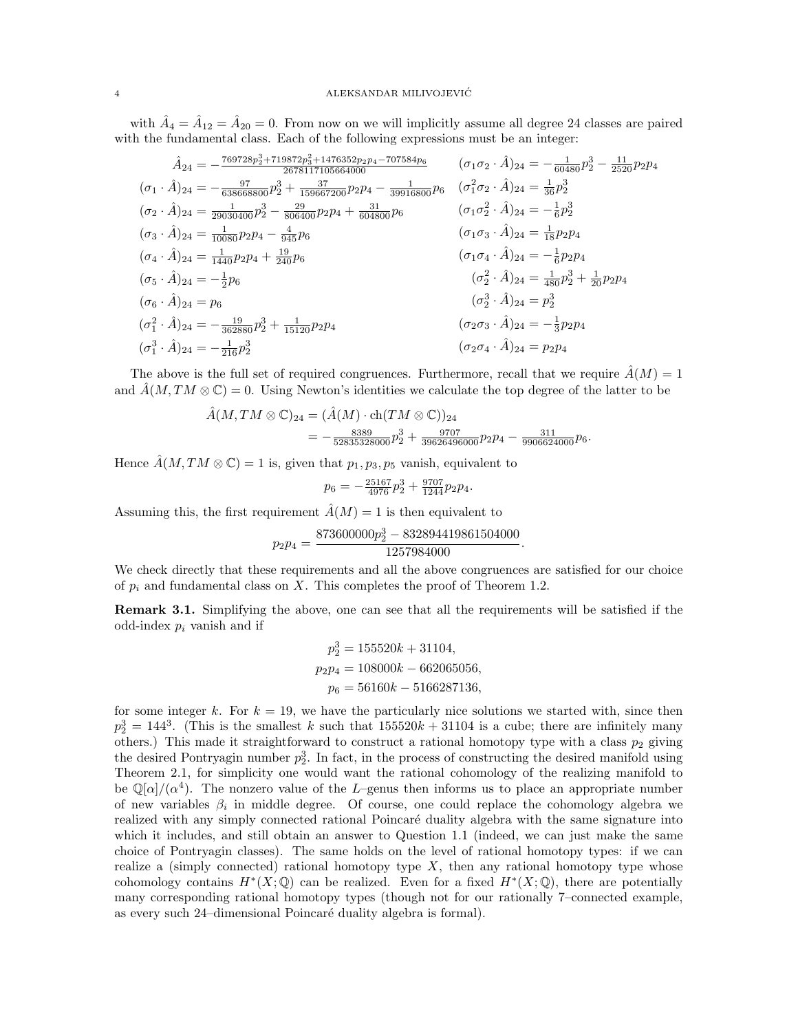with $\hat{A}_4 = \hat{A}_{12} = \hat{A}_{20} = 0$. From now on we will implicitly assume all degree 24 classes are paired with the fundamental class. Each of the following expressions must be an integer:

$$\hat{A}_{24} = -\tfrac{769728p_2^3+719872p_3^2+1476352p_2p_4-707584p_6}{2678117105664000}$$

$$(\sigma_1 \cdot \hat{A})_{24} = -\tfrac{97}{638668800}p_2^3 + \tfrac{37}{159667200}p_2p_4 - \tfrac{1}{39916800}p_6$$

$$(\sigma_2 \cdot \hat{A})_{24} = \tfrac{1}{29030400}p_2^3 - \tfrac{29}{806400}p_2p_4 + \tfrac{31}{604800}p_6$$

$$(\sigma_3 \cdot \hat{A})_{24} = \tfrac{1}{10080}p_2p_4 - \tfrac{4}{945}p_6$$

$$(\sigma_4 \cdot \hat{A})_{24} = \tfrac{1}{1440}p_2p_4 + \tfrac{19}{240}p_6$$

$$(\sigma_5 \cdot \hat{A})_{24} = -\tfrac{1}{2}p_6$$

$$(\sigma_6 \cdot \hat{A})_{24} = p_6$$

$$(\sigma_1^2 \cdot \hat{A})_{24} = -\tfrac{19}{362880}p_2^3 + \tfrac{1}{15120}p_2p_4$$

$$(\sigma_1^3 \cdot \hat{A})_{24} = -\tfrac{1}{216}p_2^3$$

$$(\sigma_1\sigma_2 \cdot \hat{A})_{24} = -\tfrac{1}{60480}p_2^3 - \tfrac{11}{2520}p_2p_4$$

$$(\sigma_1^2\sigma_2 \cdot \hat{A})_{24} = \tfrac{1}{36}p_2^3$$

$$(\sigma_1\sigma_2^2 \cdot \hat{A})_{24} = -\tfrac{1}{6}p_2^3$$

$$(\sigma_1\sigma_3 \cdot \hat{A})_{24} = \tfrac{1}{18}p_2p_4$$

$$(\sigma_1\sigma_4 \cdot \hat{A})_{24} = -\tfrac{1}{6}p_2p_4$$

$$(\sigma_2^2 \cdot \hat{A})_{24} = \tfrac{1}{480}p_2^3 + \tfrac{1}{20}p_2p_4$$

$$(\sigma_2^3 \cdot \hat{A})_{24} = p_2^3$$

$$(\sigma_2\sigma_3 \cdot \hat{A})_{24} = -\tfrac{1}{3}p_2p_4$$

$$(\sigma_2\sigma_4 \cdot \hat{A})_{24} = p_2p_4$$

The above is the full set of required congruences. Furthermore, recall that we require $\hat{A}(M) = 1$ and $\hat{A}(M, TM \otimes \mathbb{C}) = 0$. Using Newton's identities we calculate the top degree of the latter to be

$$\begin{aligned}\hat{A}(M, TM \otimes \mathbb{C})_{24} &= (\hat{A}(M) \cdot \mathrm{ch}(TM \otimes \mathbb{C}))_{24} \\ &= -\tfrac{8389}{52835328000}p_2^3 + \tfrac{9707}{39626496000}p_2p_4 - \tfrac{311}{9906624000}p_6.\end{aligned}$$

Hence $\hat{A}(M, TM \otimes \mathbb{C}) = 1$ is, given that $p_1, p_3, p_5$ vanish, equivalent to

$$p_6 = -\tfrac{25167}{4976}p_2^3 + \tfrac{9707}{1244}p_2p_4.$$

Assuming this, the first requirement $\hat{A}(M) = 1$ is then equivalent to

$$p_2p_4 = \frac{873600000p_2^3 - 832894419861504000}{1257984000}.$$

We check directly that these requirements and all the above congruences are satisfied for our choice of $p_i$ and fundamental class on $X$. This completes the proof of Theorem 1.2.

**Remark 3.1.** Simplifying the above, one can see that all the requirements will be satisfied if the odd-index $p_i$ vanish and if

$$\begin{aligned} p_2^3 &= 155520k + 31104, \\ p_2p_4 &= 108000k - 662065056, \\ p_6 &= 56160k - 5166287136, \end{aligned}$$

for some integer $k$. For $k = 19$, we have the particularly nice solutions we started with, since then $p_2^3 = 144^3$. (This is the smallest $k$ such that $155520k + 31104$ is a cube; there are infinitely many others.) This made it straightforward to construct a rational homotopy type with a class $p_2$ giving the desired Pontryagin number $p_2^3$. In fact, in the process of constructing the desired manifold using Theorem 2.1, for simplicity one would want the rational cohomology of the realizing manifold to be $\mathbb{Q}[\alpha]/(\alpha^4)$. The nonzero value of the $L$–genus then informs us to place an appropriate number of new variables $\beta_i$ in middle degree. Of course, one could replace the cohomology algebra we realized with any simply connected rational Poincaré duality algebra with the same signature into which it includes, and still obtain an answer to Question 1.1 (indeed, we can just make the same choice of Pontryagin classes). The same holds on the level of rational homotopy types: if we can realize a (simply connected) rational homotopy type $X$, then any rational homotopy type whose cohomology contains $H^*(X; \mathbb{Q})$ can be realized. Even for a fixed $H^*(X; \mathbb{Q})$, there are potentially many corresponding rational homotopy types (though not for our rationally 7–connected example, as every such 24–dimensional Poincaré duality algebra is formal).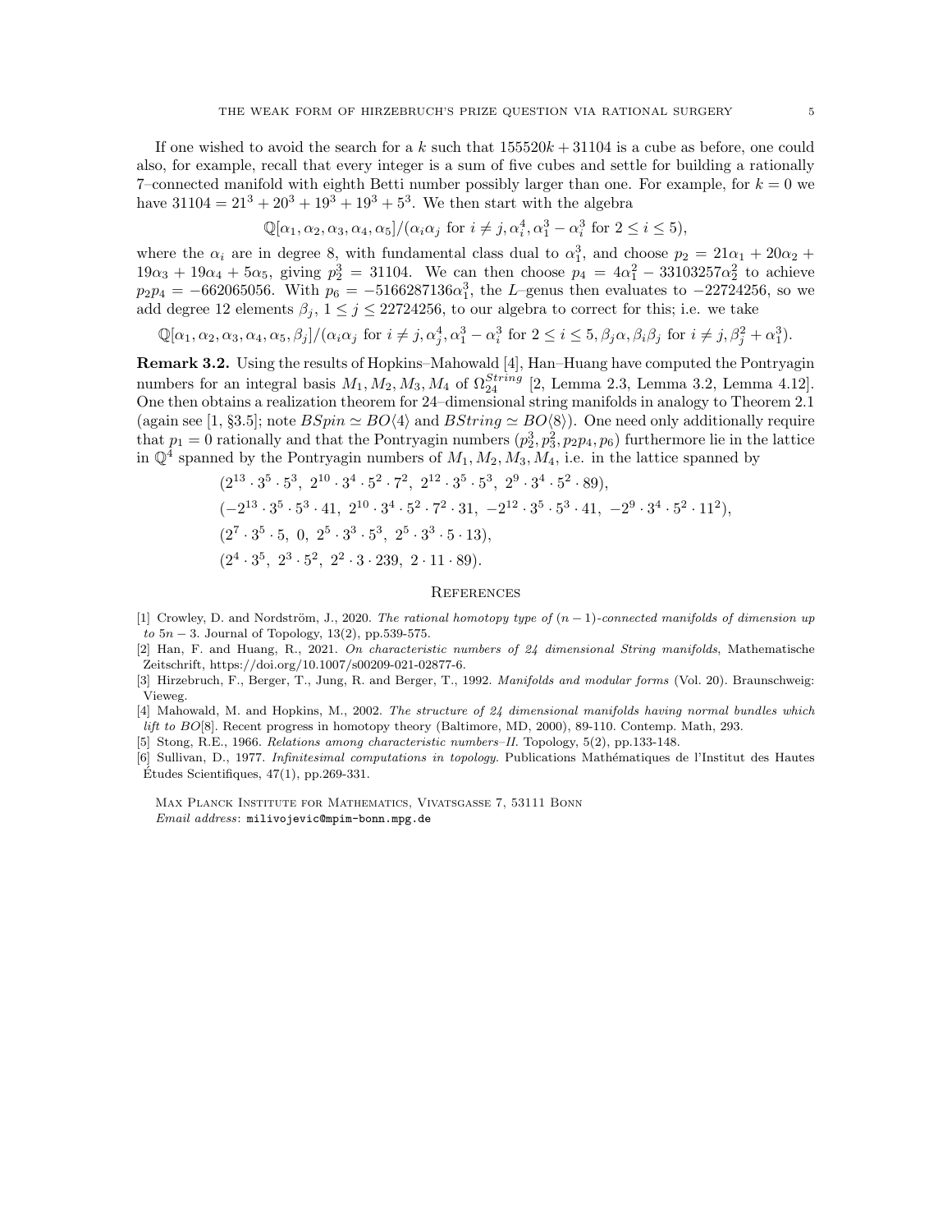If one wished to avoid the search for a $k$ such that $155520k + 31104$ is a cube as before, one could also, for example, recall that every integer is a sum of five cubes and settle for building a rationally 7–connected manifold with eighth Betti number possibly larger than one. For example, for $k = 0$ we have $31104 = 21^3 + 20^3 + 19^3 + 19^3 + 5^3$. We then start with the algebra

$$\mathbb{Q}[\alpha_1, \alpha_2, \alpha_3, \alpha_4, \alpha_5]/(\alpha_i\alpha_j \text{ for } i \neq j, \alpha_i^4, \alpha_1^3 - \alpha_i^3 \text{ for } 2 \leq i \leq 5),$$

where the $\alpha_i$ are in degree 8, with fundamental class dual to $\alpha_1^3$, and choose $p_2 = 21\alpha_1 + 20\alpha_2 + 19\alpha_3 + 19\alpha_4 + 5\alpha_5$, giving $p_2^3 = 31104$. We can then choose $p_4 = 4\alpha_1^2 - 33103257\alpha_2^2$ to achieve $p_2p_4 = -662065056$. With $p_6 = -5166287136\alpha_1^3$, the $L$–genus then evaluates to $-22724256$, so we add degree 12 elements $\beta_j$, $1 \leq j \leq 22724256$, to our algebra to correct for this; i.e. we take

$$\mathbb{Q}[\alpha_1, \alpha_2, \alpha_3, \alpha_4, \alpha_5, \beta_j]/(\alpha_i\alpha_j \text{ for } i \neq j, \alpha_j^4, \alpha_1^3 - \alpha_i^3 \text{ for } 2 \leq i \leq 5, \beta_j\alpha, \beta_i\beta_j \text{ for } i \neq j, \beta_j^2 + \alpha_1^3).$$

**Remark 3.2.** Using the results of Hopkins–Mahowald [4], Han–Huang have computed the Pontryagin numbers for an integral basis $M_1, M_2, M_3, M_4$ of $\Omega_{24}^{String}$ [2, Lemma 2.3, Lemma 3.2, Lemma 4.12]. One then obtains a realization theorem for 24–dimensional string manifolds in analogy to Theorem 2.1 (again see [1, §3.5]; note $BSpin \simeq BO\langle 4\rangle$ and $BString \simeq BO\langle 8\rangle$). One need only additionally require that $p_1 = 0$ rationally and that the Pontryagin numbers $(p_2^3, p_3^2, p_2p_4, p_6)$ furthermore lie in the lattice in $\mathbb{Q}^4$ spanned by the Pontryagin numbers of $M_1, M_2, M_3, M_4$, i.e. in the lattice spanned by

$$\begin{aligned}
&(2^{13} \cdot 3^5 \cdot 5^3,\ 2^{10} \cdot 3^4 \cdot 5^2 \cdot 7^2,\ 2^{12} \cdot 3^5 \cdot 5^3,\ 2^9 \cdot 3^4 \cdot 5^2 \cdot 89),\\
&(-2^{13} \cdot 3^5 \cdot 5^3 \cdot 41,\ 2^{10} \cdot 3^4 \cdot 5^2 \cdot 7^2 \cdot 31,\ -2^{12} \cdot 3^5 \cdot 5^3 \cdot 41,\ -2^9 \cdot 3^4 \cdot 5^2 \cdot 11^2),\\
&(2^7 \cdot 3^5 \cdot 5,\ 0,\ 2^5 \cdot 3^3 \cdot 5^3,\ 2^5 \cdot 3^3 \cdot 5 \cdot 13),\\
&(2^4 \cdot 3^5,\ 2^3 \cdot 5^2,\ 2^2 \cdot 3 \cdot 239,\ 2 \cdot 11 \cdot 89).
\end{aligned}$$

## References

[1] Crowley, D. and Nordström, J., 2020. *The rational homotopy type of $(n-1)$-connected manifolds of dimension up to $5n-3$*. Journal of Topology, 13(2), pp.539-575.

[2] Han, F. and Huang, R., 2021. *On characteristic numbers of 24 dimensional String manifolds*, Mathematische Zeitschrift, https://doi.org/10.1007/s00209-021-02877-6.

[3] Hirzebruch, F., Berger, T., Jung, R. and Berger, T., 1992. *Manifolds and modular forms* (Vol. 20). Braunschweig: Vieweg.

[4] Mahowald, M. and Hopkins, M., 2002. *The structure of 24 dimensional manifolds having normal bundles which lift to BO*[8]. Recent progress in homotopy theory (Baltimore, MD, 2000), 89-110. Contemp. Math, 293.

[5] Stong, R.E., 1966. *Relations among characteristic numbers–II*. Topology, 5(2), pp.133-148.

[6] Sullivan, D., 1977. *Infinitesimal computations in topology*. Publications Mathématiques de l'Institut des Hautes Études Scientifiques, 47(1), pp.269-331.

Max Planck Institute for Mathematics, Vivatsgasse 7, 53111 Bonn
*Email address*: milivojevic@mpim-bonn.mpg.de